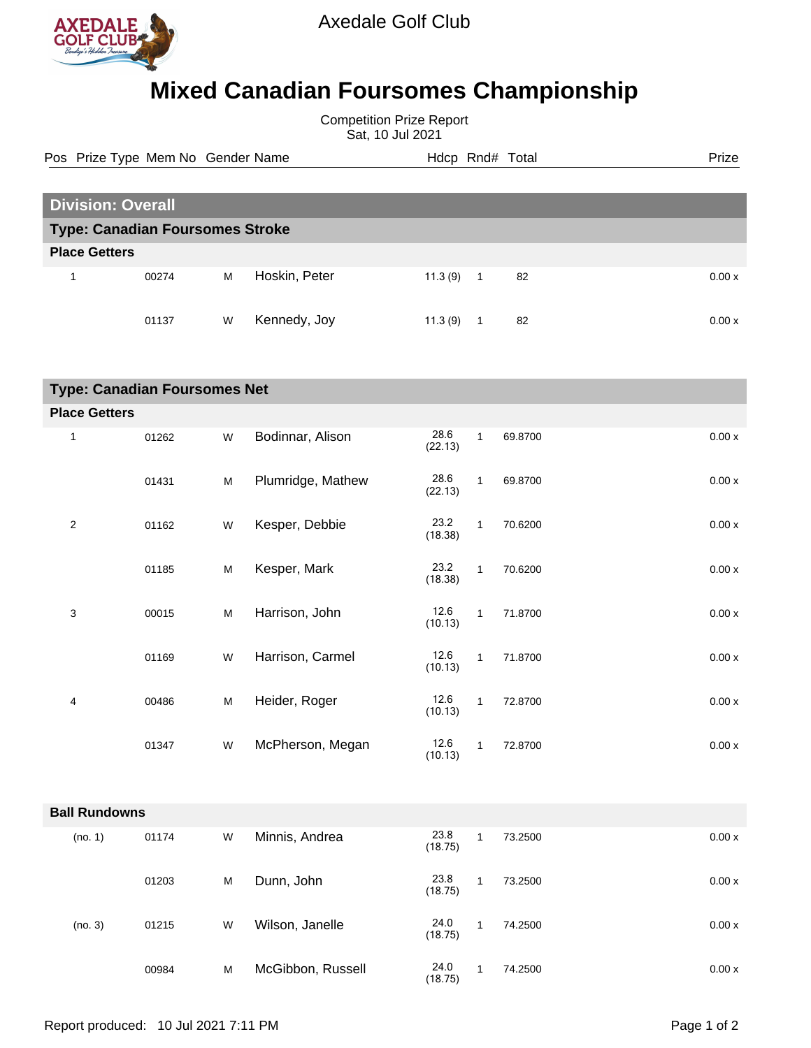Axedale Golf Club

# Mixed Canadian Foursomes Championship

Competition Prize Report
Sat, 10 Jul 2021

## Division: Overall

### Type: Canadian Foursomes Stroke

**Place Getters**

| Pos | Prize Type | Mem No | Gender | Name | Hdcp | Rnd# | Total | Prize |
|---|---|---|---|---|---|---|---|---|
| 1 | | 00274 | M | Hoskin, Peter | 11.3 (9) | 1 | 82 | 0.00 x |
| | | 01137 | W | Kennedy, Joy | 11.3 (9) | 1 | 82 | 0.00 x |

### Type: Canadian Foursomes Net

**Place Getters**

| Pos | Prize Type | Mem No | Gender | Name | Hdcp | Rnd# | Total | Prize |
|---|---|---|---|---|---|---|---|---|
| 1 | | 01262 | W | Bodinnar, Alison | 28.6 (22.13) | 1 | 69.8700 | 0.00 x |
| | | 01431 | M | Plumridge, Mathew | 28.6 (22.13) | 1 | 69.8700 | 0.00 x |
| 2 | | 01162 | W | Kesper, Debbie | 23.2 (18.38) | 1 | 70.6200 | 0.00 x |
| | | 01185 | M | Kesper, Mark | 23.2 (18.38) | 1 | 70.6200 | 0.00 x |
| 3 | | 00015 | M | Harrison, John | 12.6 (10.13) | 1 | 71.8700 | 0.00 x |
| | | 01169 | W | Harrison, Carmel | 12.6 (10.13) | 1 | 71.8700 | 0.00 x |
| 4 | | 00486 | M | Heider, Roger | 12.6 (10.13) | 1 | 72.8700 | 0.00 x |
| | | 01347 | W | McPherson, Megan | 12.6 (10.13) | 1 | 72.8700 | 0.00 x |

**Ball Rundowns**

| Pos | Prize Type | Mem No | Gender | Name | Hdcp | Rnd# | Total | Prize |
|---|---|---|---|---|---|---|---|---|
| (no. 1) | | 01174 | W | Minnis, Andrea | 23.8 (18.75) | 1 | 73.2500 | 0.00 x |
| | | 01203 | M | Dunn, John | 23.8 (18.75) | 1 | 73.2500 | 0.00 x |
| (no. 3) | | 01215 | W | Wilson, Janelle | 24.0 (18.75) | 1 | 74.2500 | 0.00 x |
| | | 00984 | M | McGibbon, Russell | 24.0 (18.75) | 1 | 74.2500 | 0.00 x |

Report produced: 10 Jul 2021 7:11 PM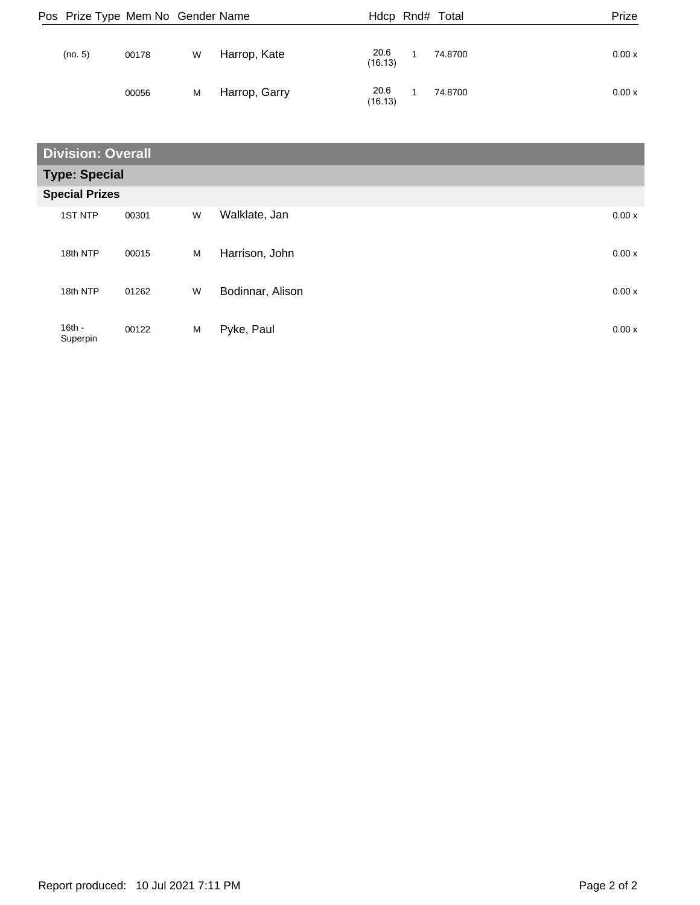| Pos | Prize Type | Mem No | Gender | Name | Hdcp | Rnd# | Total | Prize |
|---|---|---|---|---|---|---|---|---|
| | (no. 5) | 00178 | W | Harrop, Kate | 20.6 (16.13) | 1 | 74.8700 | 0.00 x |
| | | 00056 | M | Harrop, Garry | 20.6 (16.13) | 1 | 74.8700 | 0.00 x |

## Division: Overall

### Type: Special

#### Special Prizes

| | | | | |
|---|---|---|---|---|
| 1ST NTP | 00301 | W | Walklate, Jan | 0.00 x |
| 18th NTP | 00015 | M | Harrison, John | 0.00 x |
| 18th NTP | 01262 | W | Bodinnar, Alison | 0.00 x |
| 16th - Superpin | 00122 | M | Pyke, Paul | 0.00 x |

Report produced: 10 Jul 2021 7:11 PM